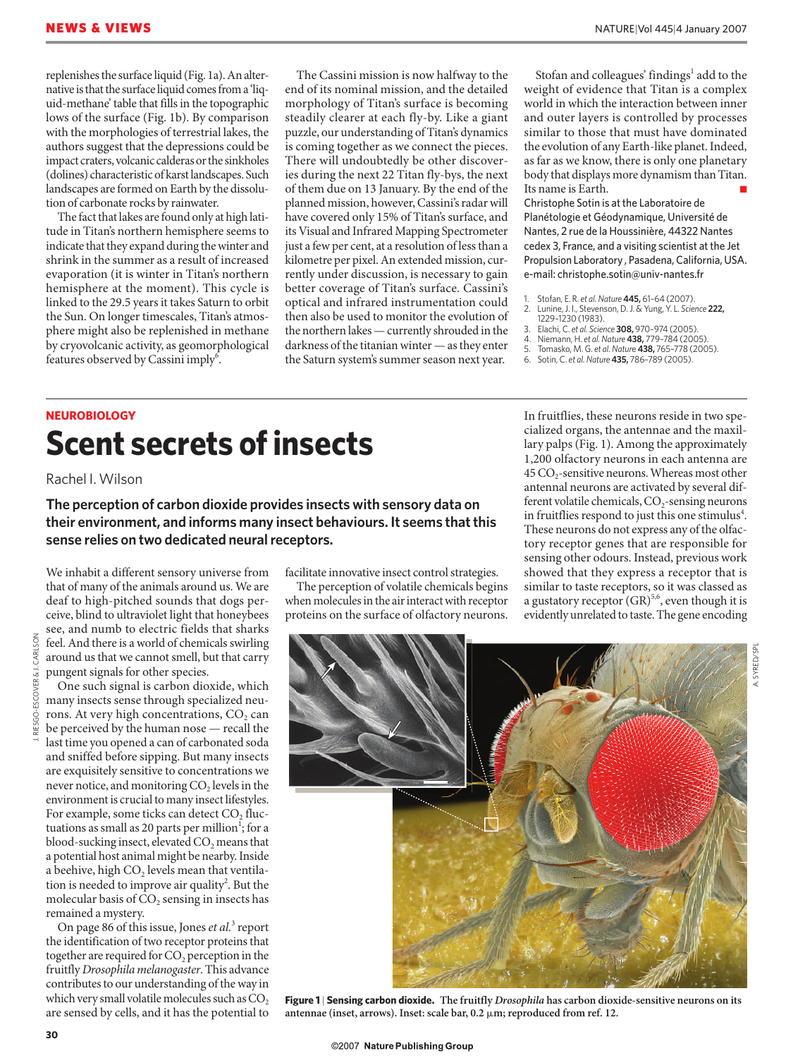replenishes the surface liquid (Fig. 1a). An alternative is that the surface liquid comes from a 'liquid-methane' table that fills in the topographic lows of the surface (Fig. 1b). By comparison with the morphologies of terrestrial lakes, the authors suggest that the depressions could be impact craters, volcanic calderas or the sinkholes (dolines) characteristic of karst landscapes. Such landscapes are formed on Earth by the dissolution of carbonate rocks by rainwater.

The fact that lakes are found only at high latitude in Titan's northern hemisphere seems to indicate that they expand during the winter and shrink in the summer as a result of increased evaporation (it is winter in Titan's northern hemisphere at the moment). This cycle is linked to the 29.5 years it takes Saturn to orbit the Sun. On longer timescales, Titan's atmosphere might also be replenished in methane by cryovolcanic activity, as geomorphological features observed by Cassini imply[6].

The Cassini mission is now halfway to the end of its nominal mission, and the detailed morphology of Titan's surface is becoming steadily clearer at each fly-by. Like a giant puzzle, our understanding of Titan's dynamics is coming together as we connect the pieces. There will undoubtedly be other discoveries during the next 22 Titan fly-bys, the next of them due on 13 January. By the end of the planned mission, however, Cassini's radar will have covered only 15% of Titan's surface, and its Visual and Infrared Mapping Spectrometer just a few per cent, at a resolution of less than a kilometre per pixel. An extended mission, currently under discussion, is necessary to gain better coverage of Titan's surface. Cassini's optical and infrared instrumentation could then also be used to monitor the evolution of the northern lakes — currently shrouded in the darkness of the titanian winter — as they enter the Saturn system's summer season next year.

Stofan and colleagues' findings[1] add to the weight of evidence that Titan is a complex world in which the interaction between inner and outer layers is controlled by processes similar to those that must have dominated the evolution of any Earth-like planet. Indeed, as far as we know, there is only one planetary body that displays more dynamism than Titan. Its name is Earth.

Christophe Sotin is at the Laboratoire de Planétologie et Géodynamique, Université de Nantes, 2 rue de la Houssinière, 44322 Nantes cedex 3, France, and a visiting scientist at the Jet Propulsion Laboratory, Pasadena, California, USA.
e-mail: christophe.sotin@univ-nantes.fr

1. Stofan, E. R. *et al. Nature* **445,** 61–64 (2007).
2. Lunine, J. I., Stevenson, D. J. & Yung, Y. L. *Science* **222,** 1229–1230 (1983).
3. Elachi, C. *et al. Science* **308,** 970–974 (2005).
4. Niemann, H. *et al. Nature* **438,** 779–784 (2005).
5. Tomasko, M. G. *et al. Nature* **438,** 765–778 (2005).
6. Sotin, C. *et al. Nature* **435,** 786–789 (2005).

NEUROBIOLOGY

# Scent secrets of insects

Rachel I. Wilson

**The perception of carbon dioxide provides insects with sensory data on their environment, and informs many insect behaviours. It seems that this sense relies on two dedicated neural receptors.**

We inhabit a different sensory universe from that of many of the animals around us. We are deaf to high-pitched sounds that dogs perceive, blind to ultraviolet light that honeybees see, and numb to electric fields that sharks feel. And there is a world of chemicals swirling around us that we cannot smell, but that carry pungent signals for other species.

One such signal is carbon dioxide, which many insects sense through specialized neurons. At very high concentrations, $CO_2$ can be perceived by the human nose — recall the last time you opened a can of carbonated soda and sniffed before sipping. But many insects are exquisitely sensitive to concentrations we never notice, and monitoring $CO_2$ levels in the environment is crucial to many insect lifestyles. For example, some ticks can detect $CO_2$ fluctuations as small as 20 parts per million[1]; for a blood-sucking insect, elevated $CO_2$ means that a potential host animal might be nearby. Inside a beehive, high $CO_2$ levels mean that ventilation is needed to improve air quality[2]. But the molecular basis of $CO_2$ sensing in insects has remained a mystery.

On page 86 of this issue, Jones *et al.*[3] report the identification of two receptor proteins that together are required for $CO_2$ perception in the fruitfly *Drosophila melanogaster*. This advance contributes to our understanding of the way in which very small volatile molecules such as $CO_2$ are sensed by cells, and it has the potential to facilitate innovative insect control strategies.

The perception of volatile chemicals begins when molecules in the air interact with receptor proteins on the surface of olfactory neurons. In fruitflies, these neurons reside in two specialized organs, the antennae and the maxillary palps (Fig. 1). Among the approximately 1,200 olfactory neurons in each antenna are 45 $CO_2$-sensitive neurons. Whereas most other antennal neurons are activated by several different volatile chemicals, $CO_2$-sensing neurons in fruitflies respond to just this one stimulus[4]. These neurons do not express any of the olfactory receptor genes that are responsible for sensing other odours. Instead, previous work showed that they express a receptor that is similar to taste receptors, so it was classed as a gustatory receptor (GR)[5,6], even though it is evidently unrelated to taste. The gene encoding

**Figure 1 | Sensing carbon dioxide. The fruitfly *Drosophila* has carbon dioxide-sensitive neurons on its antennae (inset, arrows). Inset: scale bar, 0.2 μm; reproduced from ref. 12.**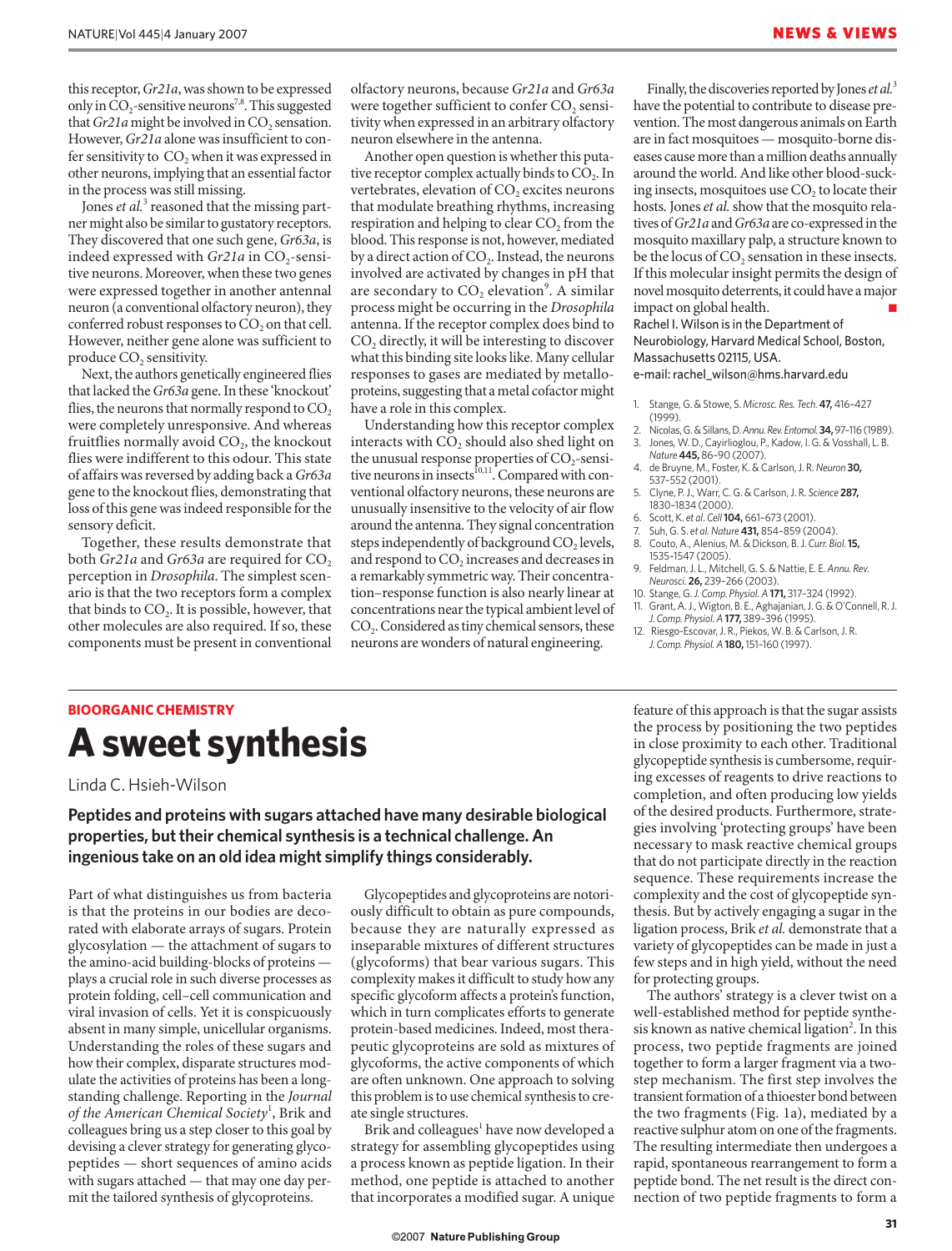this receptor, *Gr21a*, was shown to be expressed only in $CO_2$-sensitive neurons[7,8]. This suggested that *Gr21a* might be involved in $CO_2$ sensation. However, *Gr21a* alone was insufficient to confer sensitivity to $CO_2$ when it was expressed in other neurons, implying that an essential factor in the process was still missing.

Jones *et al.*[3] reasoned that the missing partner might also be similar to gustatory receptors. They discovered that one such gene, *Gr63a*, is indeed expressed with *Gr21a* in $CO_2$-sensitive neurons. Moreover, when these two genes were expressed together in another antennal neuron (a conventional olfactory neuron), they conferred robust responses to $CO_2$ on that cell. However, neither gene alone was sufficient to produce $CO_2$ sensitivity.

Next, the authors genetically engineered flies that lacked the *Gr63a* gene. In these 'knockout' flies, the neurons that normally respond to $CO_2$ were completely unresponsive. And whereas fruitflies normally avoid $CO_2$, the knockout flies were indifferent to this odour. This state of affairs was reversed by adding back a *Gr63a* gene to the knockout flies, demonstrating that loss of this gene was indeed responsible for the sensory deficit.

Together, these results demonstrate that both *Gr21a* and *Gr63a* are required for $CO_2$ perception in *Drosophila*. The simplest scenario is that the two receptors form a complex that binds to $CO_2$. It is possible, however, that other molecules are also required. If so, these components must be present in conventional olfactory neurons, because *Gr21a* and *Gr63a* were together sufficient to confer $CO_2$ sensitivity when expressed in an arbitrary olfactory neuron elsewhere in the antenna.

Another open question is whether this putative receptor complex actually binds to $CO_2$. In vertebrates, elevation of $CO_2$ excites neurons that modulate breathing rhythms, increasing respiration and helping to clear $CO_2$ from the blood. This response is not, however, mediated by a direct action of $CO_2$. Instead, the neurons involved are activated by changes in pH that are secondary to $CO_2$ elevation[9]. A similar process might be occurring in the *Drosophila* antenna. If the receptor complex does bind to $CO_2$ directly, it will be interesting to discover what this binding site looks like. Many cellular responses to gases are mediated by metalloproteins, suggesting that a metal cofactor might have a role in this complex.

Understanding how this receptor complex interacts with $CO_2$ should also shed light on the unusual response properties of $CO_2$-sensitive neurons in insects[10,11]. Compared with conventional olfactory neurons, these neurons are unusually insensitive to the velocity of air flow around the antenna. They signal concentration steps independently of background $CO_2$ levels, and respond to $CO_2$ increases and decreases in a remarkably symmetric way. Their concentration–response function is also nearly linear at concentrations near the typical ambient level of $CO_2$. Considered as tiny chemical sensors, these neurons are wonders of natural engineering.

Finally, the discoveries reported by Jones *et al.*[3] have the potential to contribute to disease prevention. The most dangerous animals on Earth are in fact mosquitoes — mosquito-borne diseases cause more than a million deaths annually around the world. And like other blood-sucking insects, mosquitoes use $CO_2$ to locate their hosts. Jones *et al.* show that the mosquito relatives of *Gr21a* and *Gr63a* are co-expressed in the mosquito maxillary palp, a structure known to be the locus of $CO_2$ sensation in these insects. If this molecular insight permits the design of novel mosquito deterrents, it could have a major impact on global health. ■

Rachel I. Wilson is in the Department of Neurobiology, Harvard Medical School, Boston, Massachusetts 02115, USA.
e-mail: rachel_wilson@hms.harvard.edu

1. Stange, G. & Stowe, S. *Microsc. Res. Tech.* **47,** 416–427 (1999).
2. Nicolas, G. & Sillans, D. *Annu. Rev. Entomol.* **34,** 97–116 (1989).
3. Jones, W. D., Cayirlioglou, P., Kadow, I. G. & Vosshall, L. B. *Nature* **445,** 86–90 (2007).
4. de Bruyne, M., Foster, K. & Carlson, J. R. *Neuron* **30,** 537–552 (2001).
5. Clyne, P. J., Warr, C. G. & Carlson, J. R. *Science* **287,** 1830–1834 (2000).
6. Scott, K. *et al. Cell* **104,** 661–673 (2001).
7. Suh, G. S. *et al. Nature* **431,** 854–859 (2004).
8. Couto, A., Alenius, M. & Dickson, B. J. *Curr. Biol.* **15,** 1535–1547 (2005).
9. Feldman, J. L., Mitchell, G. S. & Nattie, E. E. *Annu. Rev. Neurosci.* **26,** 239–266 (2003).
10. Stange, G. *J. Comp. Physiol. A* **171,** 317–324 (1992).
11. Grant, A. J., Wigton, B. E., Aghajanian, J. G. & O'Connell, R. J. *J. Comp. Physiol. A* **177,** 389–396 (1995).
12. Riesgo-Escovar, J. R., Piekos, W. B. & Carlson, J. R. *J. Comp. Physiol. A* **180,** 151–160 (1997).

**BIOORGANIC CHEMISTRY**

# A sweet synthesis

Linda C. Hsieh-Wilson

**Peptides and proteins with sugars attached have many desirable biological properties, but their chemical synthesis is a technical challenge. An ingenious take on an old idea might simplify things considerably.**

Part of what distinguishes us from bacteria is that the proteins in our bodies are decorated with elaborate arrays of sugars. Protein glycosylation — the attachment of sugars to the amino-acid building-blocks of proteins — plays a crucial role in such diverse processes as protein folding, cell–cell communication and viral invasion of cells. Yet it is conspicuously absent in many simple, unicellular organisms. Understanding the roles of these sugars and how their complex, disparate structures modulate the activities of proteins has been a long-standing challenge. Reporting in the *Journal of the American Chemical Society*[1], Brik and colleagues bring us a step closer to this goal by devising a clever strategy for generating glycopeptides — short sequences of amino acids with sugars attached — that may one day permit the tailored synthesis of glycoproteins.

Glycopeptides and glycoproteins are notoriously difficult to obtain as pure compounds, because they are naturally expressed as inseparable mixtures of different structures (glycoforms) that bear various sugars. This complexity makes it difficult to study how any specific glycoform affects a protein's function, which in turn complicates efforts to generate protein-based medicines. Indeed, most therapeutic glycoproteins are sold as mixtures of glycoforms, the active components of which are often unknown. One approach to solving this problem is to use chemical synthesis to create single structures.

Brik and colleagues[1] have now developed a strategy for assembling glycopeptides using a process known as peptide ligation. In their method, one peptide is attached to another that incorporates a modified sugar. A unique feature of this approach is that the sugar assists the process by positioning the two peptides in close proximity to each other. Traditional glycopeptide synthesis is cumbersome, requiring excesses of reagents to drive reactions to completion, and often producing low yields of the desired products. Furthermore, strategies involving 'protecting groups' have been necessary to mask reactive chemical groups that do not participate directly in the reaction sequence. These requirements increase the complexity and the cost of glycopeptide synthesis. But by actively engaging a sugar in the ligation process, Brik *et al.* demonstrate that a variety of glycopeptides can be made in just a few steps and in high yield, without the need for protecting groups.

The authors' strategy is a clever twist on a well-established method for peptide synthesis known as native chemical ligation[2]. In this process, two peptide fragments are joined together to form a larger fragment via a two-step mechanism. The first step involves the transient formation of a thioester bond between the two fragments (Fig. 1a), mediated by a reactive sulphur atom on one of the fragments. The resulting intermediate then undergoes a rapid, spontaneous rearrangement to form a peptide bond. The net result is the direct connection of two peptide fragments to form a